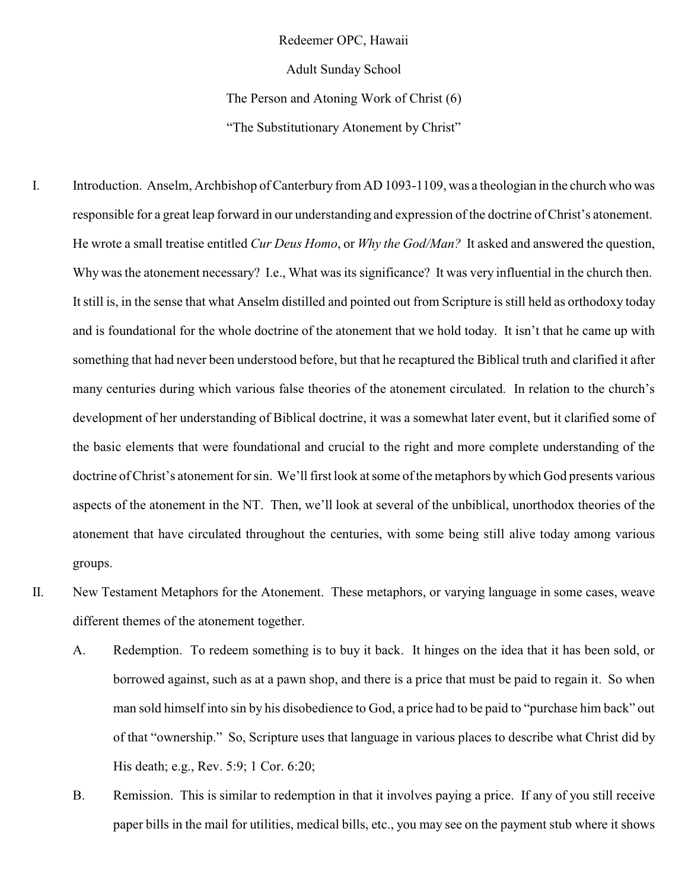Redeemer OPC, Hawaii

Adult Sunday School

The Person and Atoning Work of Christ (6)

"The Substitutionary Atonement by Christ"

I. Introduction. Anselm, Archbishop of Canterbury from AD 1093-1109, was a theologian in the church who was responsible for a great leap forward in our understanding and expression of the doctrine of Christ's atonement. He wrote a small treatise entitled *Cur Deus Homo*, or *Why the God/Man?* It asked and answered the question, Why was the atonement necessary? I.e., What was its significance? It was very influential in the church then. It still is, in the sense that what Anselm distilled and pointed out from Scripture is still held as orthodoxy today and is foundational for the whole doctrine of the atonement that we hold today. It isn't that he came up with something that had never been understood before, but that he recaptured the Biblical truth and clarified it after many centuries during which various false theories of the atonement circulated. In relation to the church's development of her understanding of Biblical doctrine, it was a somewhat later event, but it clarified some of the basic elements that were foundational and crucial to the right and more complete understanding of the doctrine of Christ's atonement for sin. We'll first look at some of the metaphors by which God presents various aspects of the atonement in the NT. Then, we'll look at several of the unbiblical, unorthodox theories of the atonement that have circulated throughout the centuries, with some being still alive today among various groups.

II. New Testament Metaphors for the Atonement. These metaphors, or varying language in some cases, weave different themes of the atonement together.

   A. Redemption. To redeem something is to buy it back. It hinges on the idea that it has been sold, or borrowed against, such as at a pawn shop, and there is a price that must be paid to regain it. So when man sold himself into sin by his disobedience to God, a price had to be paid to "purchase him back" out of that "ownership." So, Scripture uses that language in various places to describe what Christ did by His death; e.g., Rev. 5:9; 1 Cor. 6:20;

   B. Remission. This is similar to redemption in that it involves paying a price. If any of you still receive paper bills in the mail for utilities, medical bills, etc., you may see on the payment stub where it shows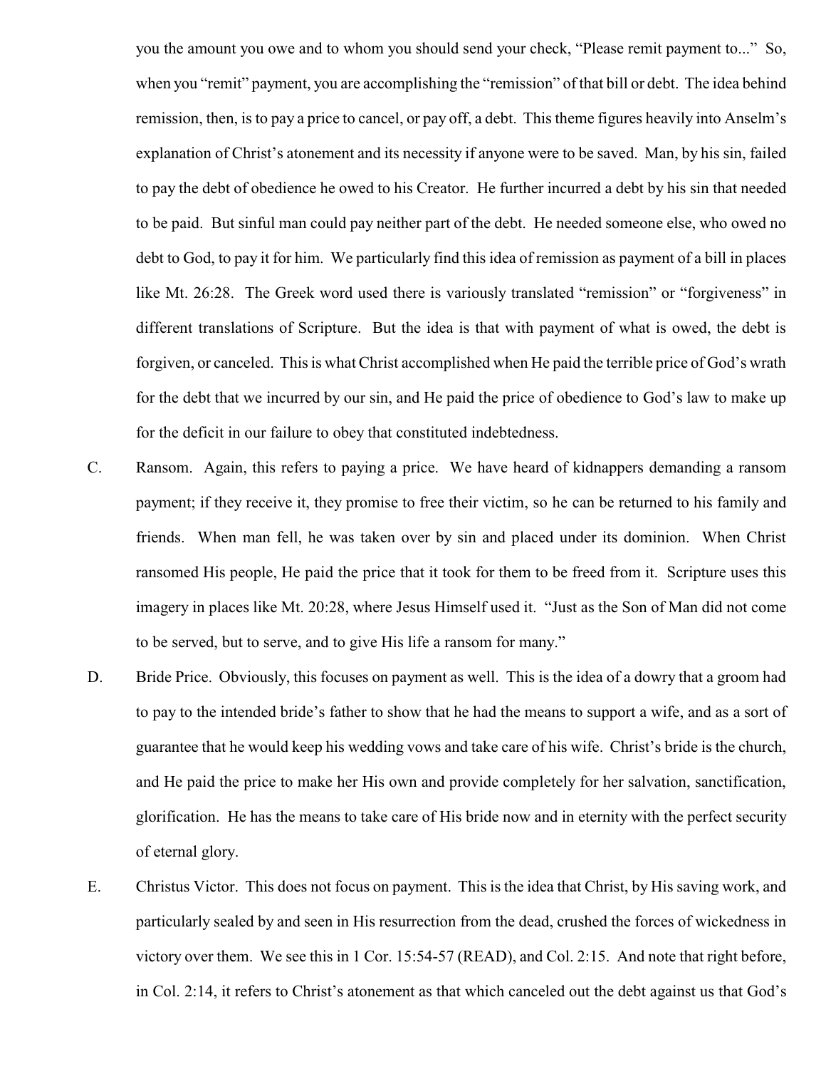you the amount you owe and to whom you should send your check, "Please remit payment to..." So, when you "remit" payment, you are accomplishing the "remission" of that bill or debt. The idea behind remission, then, is to pay a price to cancel, or pay off, a debt. This theme figures heavily into Anselm's explanation of Christ's atonement and its necessity if anyone were to be saved. Man, by his sin, failed to pay the debt of obedience he owed to his Creator. He further incurred a debt by his sin that needed to be paid. But sinful man could pay neither part of the debt. He needed someone else, who owed no debt to God, to pay it for him. We particularly find this idea of remission as payment of a bill in places like Mt. 26:28. The Greek word used there is variously translated "remission" or "forgiveness" in different translations of Scripture. But the idea is that with payment of what is owed, the debt is forgiven, or canceled. This is what Christ accomplished when He paid the terrible price of God's wrath for the debt that we incurred by our sin, and He paid the price of obedience to God's law to make up for the deficit in our failure to obey that constituted indebtedness.

C. Ransom. Again, this refers to paying a price. We have heard of kidnappers demanding a ransom payment; if they receive it, they promise to free their victim, so he can be returned to his family and friends. When man fell, he was taken over by sin and placed under its dominion. When Christ ransomed His people, He paid the price that it took for them to be freed from it. Scripture uses this imagery in places like Mt. 20:28, where Jesus Himself used it. "Just as the Son of Man did not come to be served, but to serve, and to give His life a ransom for many."

D. Bride Price. Obviously, this focuses on payment as well. This is the idea of a dowry that a groom had to pay to the intended bride's father to show that he had the means to support a wife, and as a sort of guarantee that he would keep his wedding vows and take care of his wife. Christ's bride is the church, and He paid the price to make her His own and provide completely for her salvation, sanctification, glorification. He has the means to take care of His bride now and in eternity with the perfect security of eternal glory.

E. Christus Victor. This does not focus on payment. This is the idea that Christ, by His saving work, and particularly sealed by and seen in His resurrection from the dead, crushed the forces of wickedness in victory over them. We see this in 1 Cor. 15:54-57 (READ), and Col. 2:15. And note that right before, in Col. 2:14, it refers to Christ's atonement as that which canceled out the debt against us that God's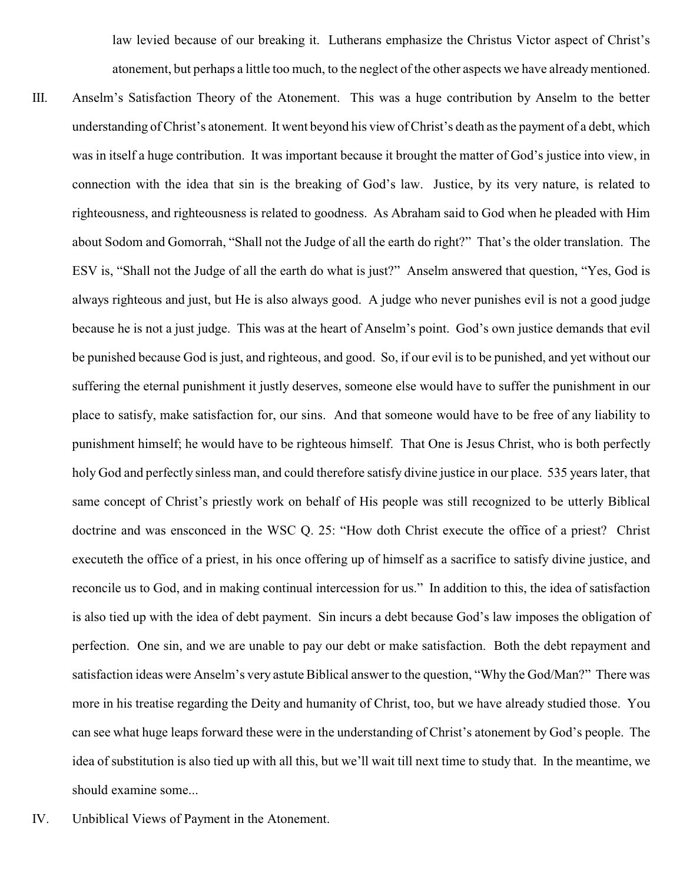law levied because of our breaking it. Lutherans emphasize the Christus Victor aspect of Christ's atonement, but perhaps a little too much, to the neglect of the other aspects we have already mentioned.

III. Anselm's Satisfaction Theory of the Atonement. This was a huge contribution by Anselm to the better understanding of Christ's atonement. It went beyond his view of Christ's death as the payment of a debt, which was in itself a huge contribution. It was important because it brought the matter of God's justice into view, in connection with the idea that sin is the breaking of God's law. Justice, by its very nature, is related to righteousness, and righteousness is related to goodness. As Abraham said to God when he pleaded with Him about Sodom and Gomorrah, "Shall not the Judge of all the earth do right?" That's the older translation. The ESV is, "Shall not the Judge of all the earth do what is just?" Anselm answered that question, "Yes, God is always righteous and just, but He is also always good. A judge who never punishes evil is not a good judge because he is not a just judge. This was at the heart of Anselm's point. God's own justice demands that evil be punished because God is just, and righteous, and good. So, if our evil is to be punished, and yet without our suffering the eternal punishment it justly deserves, someone else would have to suffer the punishment in our place to satisfy, make satisfaction for, our sins. And that someone would have to be free of any liability to punishment himself; he would have to be righteous himself. That One is Jesus Christ, who is both perfectly holy God and perfectly sinless man, and could therefore satisfy divine justice in our place. 535 years later, that same concept of Christ's priestly work on behalf of His people was still recognized to be utterly Biblical doctrine and was ensconced in the WSC Q. 25: "How doth Christ execute the office of a priest? Christ executeth the office of a priest, in his once offering up of himself as a sacrifice to satisfy divine justice, and reconcile us to God, and in making continual intercession for us." In addition to this, the idea of satisfaction is also tied up with the idea of debt payment. Sin incurs a debt because God's law imposes the obligation of perfection. One sin, and we are unable to pay our debt or make satisfaction. Both the debt repayment and satisfaction ideas were Anselm's very astute Biblical answer to the question, "Why the God/Man?" There was more in his treatise regarding the Deity and humanity of Christ, too, but we have already studied those. You can see what huge leaps forward these were in the understanding of Christ's atonement by God's people. The idea of substitution is also tied up with all this, but we'll wait till next time to study that. In the meantime, we should examine some...

IV. Unbiblical Views of Payment in the Atonement.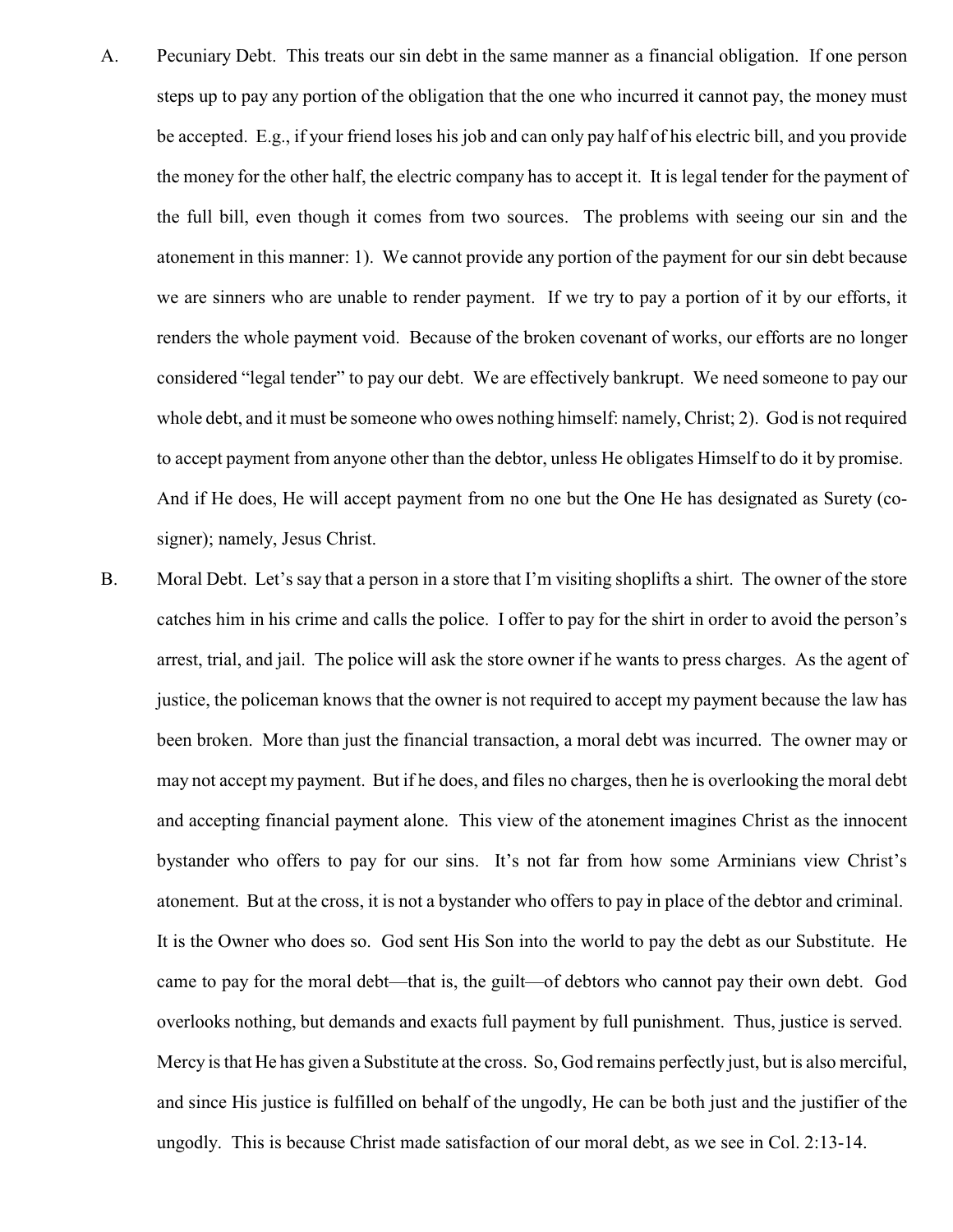A. Pecuniary Debt. This treats our sin debt in the same manner as a financial obligation. If one person steps up to pay any portion of the obligation that the one who incurred it cannot pay, the money must be accepted. E.g., if your friend loses his job and can only pay half of his electric bill, and you provide the money for the other half, the electric company has to accept it. It is legal tender for the payment of the full bill, even though it comes from two sources. The problems with seeing our sin and the atonement in this manner: 1). We cannot provide any portion of the payment for our sin debt because we are sinners who are unable to render payment. If we try to pay a portion of it by our efforts, it renders the whole payment void. Because of the broken covenant of works, our efforts are no longer considered "legal tender" to pay our debt. We are effectively bankrupt. We need someone to pay our whole debt, and it must be someone who owes nothing himself: namely, Christ; 2). God is not required to accept payment from anyone other than the debtor, unless He obligates Himself to do it by promise. And if He does, He will accept payment from no one but the One He has designated as Surety (co-signer); namely, Jesus Christ.

B. Moral Debt. Let's say that a person in a store that I'm visiting shoplifts a shirt. The owner of the store catches him in his crime and calls the police. I offer to pay for the shirt in order to avoid the person's arrest, trial, and jail. The police will ask the store owner if he wants to press charges. As the agent of justice, the policeman knows that the owner is not required to accept my payment because the law has been broken. More than just the financial transaction, a moral debt was incurred. The owner may or may not accept my payment. But if he does, and files no charges, then he is overlooking the moral debt and accepting financial payment alone. This view of the atonement imagines Christ as the innocent bystander who offers to pay for our sins. It's not far from how some Arminians view Christ's atonement. But at the cross, it is not a bystander who offers to pay in place of the debtor and criminal. It is the Owner who does so. God sent His Son into the world to pay the debt as our Substitute. He came to pay for the moral debt—that is, the guilt—of debtors who cannot pay their own debt. God overlooks nothing, but demands and exacts full payment by full punishment. Thus, justice is served. Mercy is that He has given a Substitute at the cross. So, God remains perfectly just, but is also merciful, and since His justice is fulfilled on behalf of the ungodly, He can be both just and the justifier of the ungodly. This is because Christ made satisfaction of our moral debt, as we see in Col. 2:13-14.